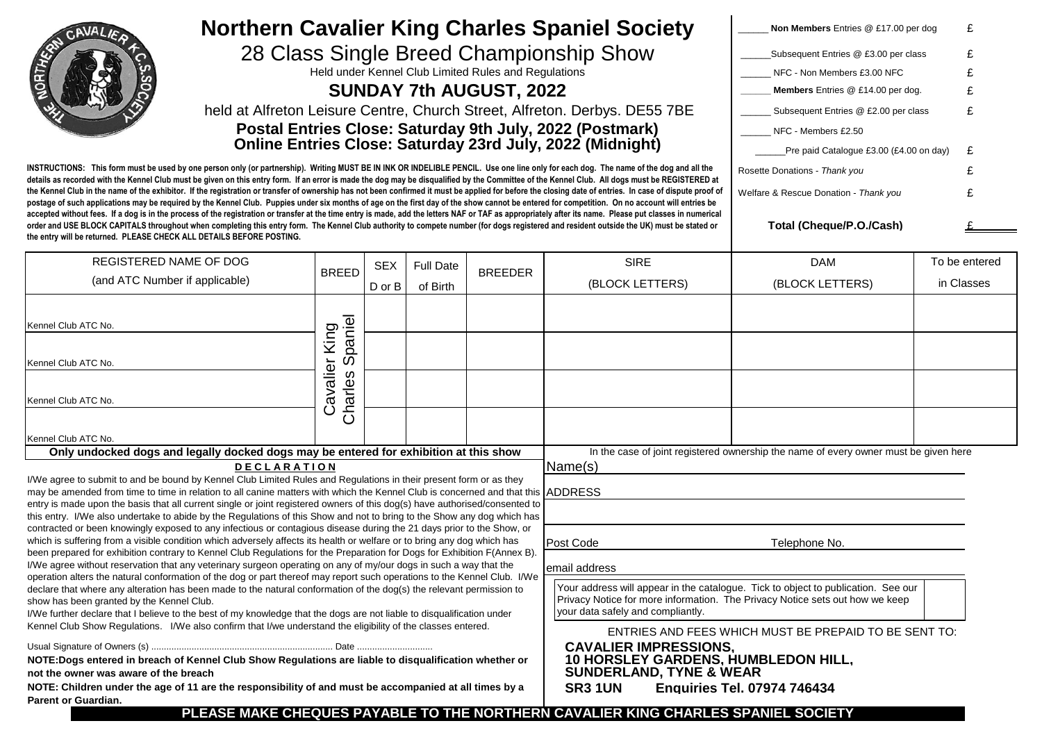# Northern Cavalier King Charles Spaniel Society

## 28 Class Single Breed Championship Show

Held under Kennel Club Limited Rules and Regulations

## SUNDAY 7th AUGUST, 2022

held at Alfreton Leisure Centre, Church Street, Alfreton. Derbys. DE55 7BE

**Postal Entries Close: Saturday 9th July, 2022 (Postmark)**
**Online Entries Close: Saturday 23rd July, 2022 (Midnight)**

| | |
|---|---|
| ______ **Non Members** Entries @ £17.00 per dog | £ |
| ______Subsequent Entries @ £3.00 per class | £ |
| ______ NFC - Non Members £3.00 NFC | £ |
| ______ **Members** Entries @ £14.00 per dog. | £ |
| ______ Subsequent Entries @ £2.00 per class | £ |
| ______ NFC - Members £2.50 | |
| ______Pre paid Catalogue £3.00 (£4.00 on day) | £ |
| Rosette Donations - *Thank you* | £ |
| Welfare & Rescue Donation - *Thank you* | £ |
| **Total (Cheque/P.O./Cash)** | £ |

**INSTRUCTIONS: This form must be used by one person only (or partnership). Writing MUST BE IN INK OR INDELIBLE PENCIL. Use one line only for each dog. The name of the dog and all the details as recorded with the Kennel Club must be given on this entry form. If an error is made the dog may be disqualified by the Committee of the Kennel Club. All dogs must be REGISTERED at the Kennel Club in the name of the exhibitor. If the registration or transfer of ownership has not been confirmed it must be applied for before the closing date of entries. In case of dispute proof of postage of such applications may be required by the Kennel Club. Puppies under six months of age on the first day of the show cannot be entered for competition. On no account will entries be accepted without fees. If a dog is in the process of the registration or transfer at the time entry is made, add the letters NAF or TAF as appropriately after its name. Please put classes in numerical order and USE BLOCK CAPITALS throughout when completing this entry form. The Kennel Club authority to compete number (for dogs registered and resident outside the UK) must be stated or the entry will be returned. PLEASE CHECK ALL DETAILS BEFORE POSTING.**

| REGISTERED NAME OF DOG (and ATC Number if applicable) | BREED | SEX D or B | Full Date of Birth | BREEDER | SIRE (BLOCK LETTERS) | DAM (BLOCK LETTERS) | To be entered in Classes |
|---|---|---|---|---|---|---|---|
| Kennel Club ATC No. | Cavalier King Charles Spaniel | | | | | | |
| Kennel Club ATC No. | | | | | | | |
| Kennel Club ATC No. | | | | | | | |
| Kennel Club ATC No. | | | | | | | |

**Only undocked dogs and legally docked dogs may be entered for exhibition at this show**

In the case of joint registered ownership the name of every owner must be given here

**D E C L A R A T I O N**

I/We agree to submit to and be bound by Kennel Club Limited Rules and Regulations in their present form or as they may be amended from time to time in relation to all canine matters with which the Kennel Club is concerned and that this entry is made upon the basis that all current single or joint registered owners of this dog(s) have authorised/consented to this entry. I/We also undertake to abide by the Regulations of this Show and not to bring to the Show any dog which has contracted or been knowingly exposed to any infectious or contagious disease during the 21 days prior to the Show, or which is suffering from a visible condition which adversely affects its health or welfare or to bring any dog which has been prepared for exhibition contrary to Kennel Club Regulations for the Preparation for Dogs for Exhibition F(Annex B). I/We agree without reservation that any veterinary surgeon operating on any of my/our dogs in such a way that the operation alters the natural conformation of the dog or part thereof may report such operations to the Kennel Club. I/We declare that where any alteration has been made to the natural conformation of the dog(s) the relevant permission to show has been granted by the Kennel Club.
I/We further declare that I believe to the best of my knowledge that the dogs are not liable to disqualification under Kennel Club Show Regulations. I/We also confirm that I/we understand the eligibility of the classes entered.

Usual Signature of Owners (s) ........................................................................ Date ..............................

**NOTE:Dogs entered in breach of Kennel Club Show Regulations are liable to disqualification whether or not the owner was aware of the breach**

**NOTE: Children under the age of 11 are the responsibility of and must be accompanied at all times by a Parent or Guardian.**

Name(s) ______________________________

ADDRESS ______________________________

______________________________

Post Code ______________ Telephone No. ______________

email address ______________________________

Your address will appear in the catalogue. Tick to object to publication. See our Privacy Notice for more information. The Privacy Notice sets out how we keep your data safely and compliantly. ☐

ENTRIES AND FEES WHICH MUST BE PREPAID TO BE SENT TO:

**CAVALIER IMPRESSIONS,**
**10 HORSLEY GARDENS, HUMBLEDON HILL,**
**SUNDERLAND, TYNE & WEAR**
**SR3 1UN Enquiries Tel. 07974 746434**

**PLEASE MAKE CHEQUES PAYABLE TO THE NORTHERN CAVALIER KING CHARLES SPANIEL SOCIETY**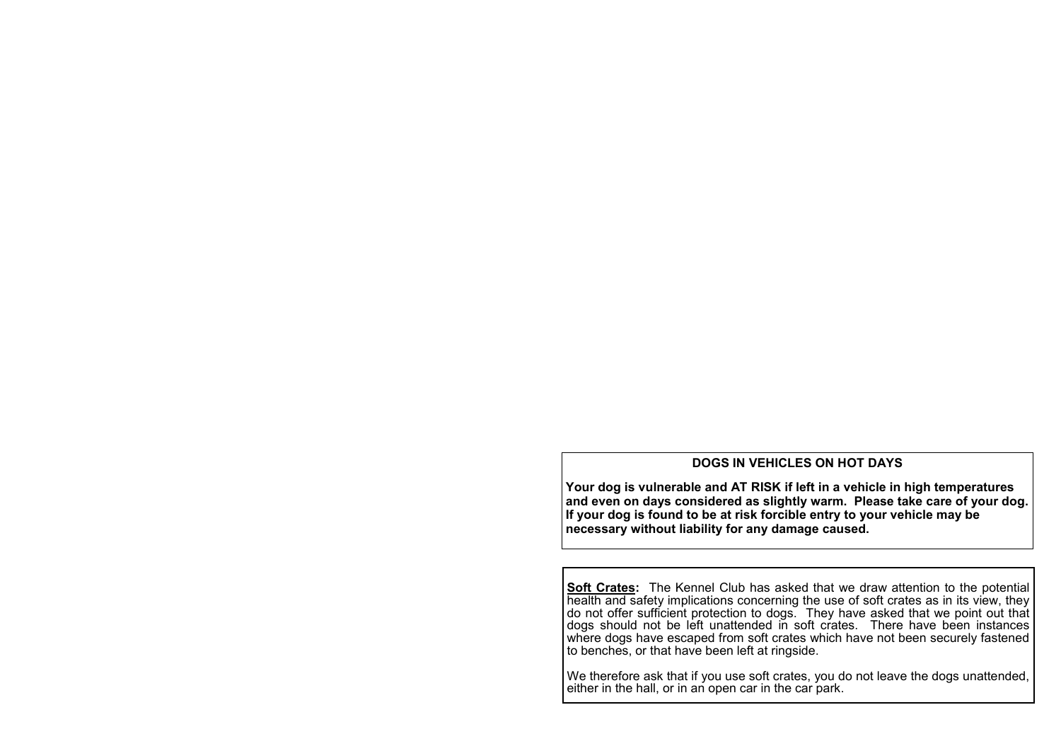## DOGS IN VEHICLES ON HOT DAYS

**Your dog is vulnerable and AT RISK if left in a vehicle in high temperatures and even on days considered as slightly warm. Please take care of your dog. If your dog is found to be at risk forcible entry to your vehicle may be necessary without liability for any damage caused.**

**Soft Crates:** The Kennel Club has asked that we draw attention to the potential health and safety implications concerning the use of soft crates as in its view, they do not offer sufficient protection to dogs. They have asked that we point out that dogs should not be left unattended in soft crates. There have been instances where dogs have escaped from soft crates which have not been securely fastened to benches, or that have been left at ringside.

We therefore ask that if you use soft crates, you do not leave the dogs unattended, either in the hall, or in an open car in the car park.